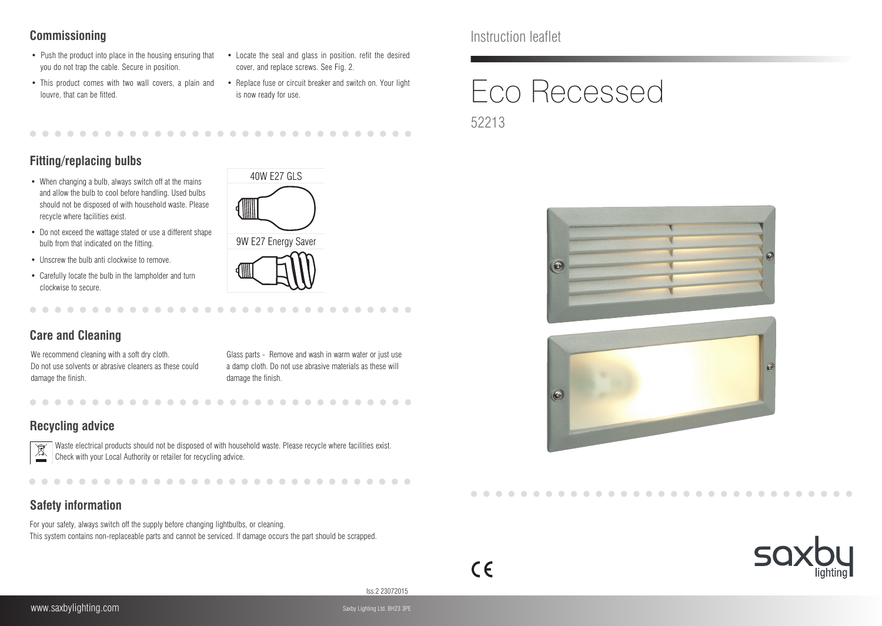Instruction leaflet

# Eco Recessed

52213

## Commissioning

- Push the product into place in the housing ensuring that you do not trap the cable. Secure in position.
- This product comes with two wall covers, a plain and louvre, that can be fitted.
- Locate the seal and glass in position. refit the desired cover, and replace screws. See Fig. 2.
- Replace fuse or circuit breaker and switch on. Your light is now ready for use.

## Fitting/replacing bulbs

- When changing a bulb, always switch off at the mains and allow the bulb to cool before handling. Used bulbs should not be disposed of with household waste. Please recycle where facilities exist.
- Do not exceed the wattage stated or use a different shape bulb from that indicated on the fitting.
- Unscrew the bulb anti clockwise to remove.
- Carefully locate the bulb in the lampholder and turn clockwise to secure.

40W E27 GLS

9W E27 Energy Saver

## Care and Cleaning

We recommend cleaning with a soft dry cloth.
Do not use solvents or abrasive cleaners as these could damage the finish.

Glass parts - Remove and wash in warm water or just use a damp cloth. Do not use abrasive materials as these will damage the finish.

## Recycling advice

Waste electrical products should not be disposed of with household waste. Please recycle where facilities exist.
Check with your Local Authority or retailer for recycling advice.

## Safety information

For your safety, always switch off the supply before changing lightbulbs, or cleaning.
This system contains non-replaceable parts and cannot be serviced. If damage occurs the part should be scrapped.

Iss.2 23072015

www.saxbylighting.com

Saxby Lighting Ltd. BH23 3PE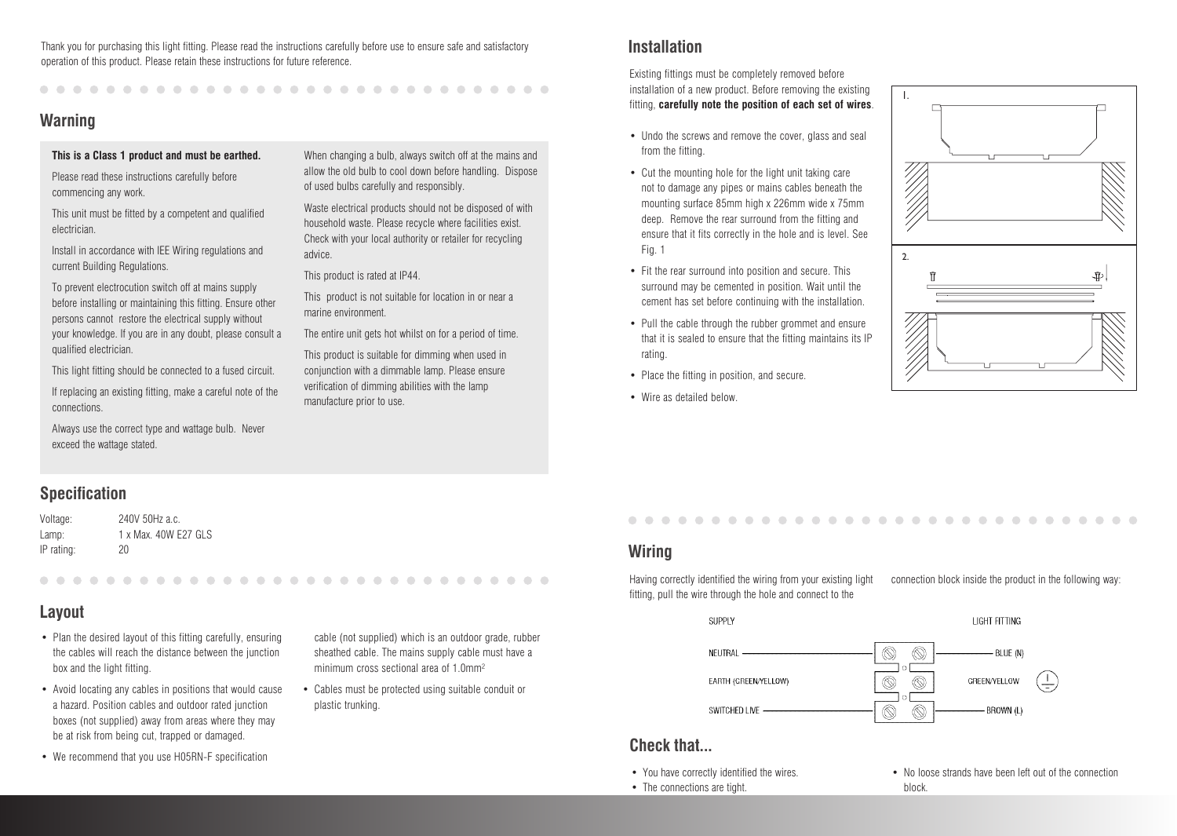Thank you for purchasing this light fitting. Please read the instructions carefully before use to ensure safe and satisfactory operation of this product. Please retain these instructions for future reference.

## Warning

**This is a Class 1 product and must be earthed.**

Please read these instructions carefully before commencing any work.

This unit must be fitted by a competent and qualified electrician.

Install in accordance with IEE Wiring regulations and current Building Regulations.

To prevent electrocution switch off at mains supply before installing or maintaining this fitting. Ensure other persons cannot restore the electrical supply without your knowledge. If you are in any doubt, please consult a qualified electrician.

This light fitting should be connected to a fused circuit.

If replacing an existing fitting, make a careful note of the connections.

Always use the correct type and wattage bulb. Never exceed the wattage stated.

When changing a bulb, always switch off at the mains and allow the old bulb to cool down before handling. Dispose of used bulbs carefully and responsibly.

Waste electrical products should not be disposed of with household waste. Please recycle where facilities exist. Check with your local authority or retailer for recycling advice.

This product is rated at IP44.

This product is not suitable for location in or near a marine environment.

The entire unit gets hot whilst on for a period of time.

This product is suitable for dimming when used in conjunction with a dimmable lamp. Please ensure verification of dimming abilities with the lamp manufacture prior to use.

## Specification

| | |
|---|---|
| Voltage: | 240V 50Hz a.c. |
| Lamp: | 1 x Max. 40W E27 GLS |
| IP rating: | 20 |

## Layout

- Plan the desired layout of this fitting carefully, ensuring the cables will reach the distance between the junction box and the light fitting.
- Avoid locating any cables in positions that would cause a hazard. Position cables and outdoor rated junction boxes (not supplied) away from areas where they may be at risk from being cut, trapped or damaged.
- We recommend that you use H05RN-F specification cable (not supplied) which is an outdoor grade, rubber sheathed cable. The mains supply cable must have a minimum cross sectional area of 1.0mm$^2$
- Cables must be protected using suitable conduit or plastic trunking.

## Installation

Existing fittings must be completely removed before installation of a new product. Before removing the existing fitting, **carefully note the position of each set of wires**.

- Undo the screws and remove the cover, glass and seal from the fitting.
- Cut the mounting hole for the light unit taking care not to damage any pipes or mains cables beneath the mounting surface 85mm high x 226mm wide x 75mm deep. Remove the rear surround from the fitting and ensure that it fits correctly in the hole and is level. See Fig. 1
- Fit the rear surround into position and secure. This surround may be cemented in position. Wait until the cement has set before continuing with the installation.
- Pull the cable through the rubber grommet and ensure that it is sealed to ensure that the fitting maintains its IP rating.
- Place the fitting in position, and secure.
- Wire as detailed below.

1.

2.

## Wiring

Having correctly identified the wiring from your existing light fitting, pull the wire through the hole and connect to the connection block inside the product in the following way:

SUPPLY

LIGHT FITTING

NEUTRAL — BLUE (N)

EARTH (GREEN/YELLOW) — GREEN/YELLOW

SWITCHED LIVE — BROWN (L)

## Check that...

- You have correctly identified the wires.
- The connections are tight.
- No loose strands have been left out of the connection block.